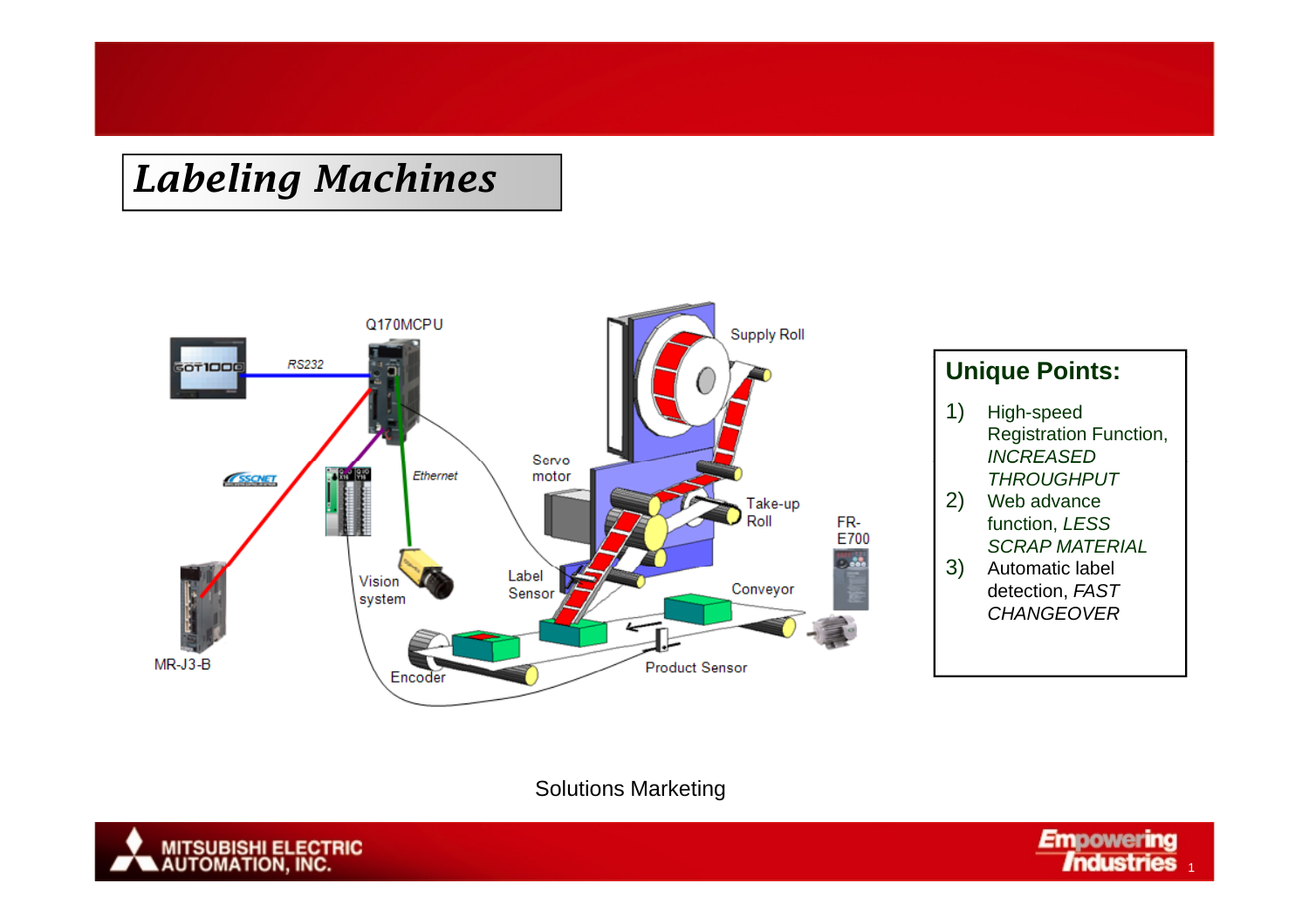# Labeling Machines

Q170MCPU

GOT1000

RS232

SSCNET

Ethernet

Servo motor

Supply Roll

Take-up Roll

FR-E700

Vision system

Label Sensor

Conveyor

MR-J3-B

Encoder

Product Sensor

## Unique Points:

1) High-speed Registration Function, *INCREASED THROUGHPUT*
2) Web advance function, *LESS SCRAP MATERIAL*
3) Automatic label detection, *FAST CHANGEOVER*

Solutions Marketing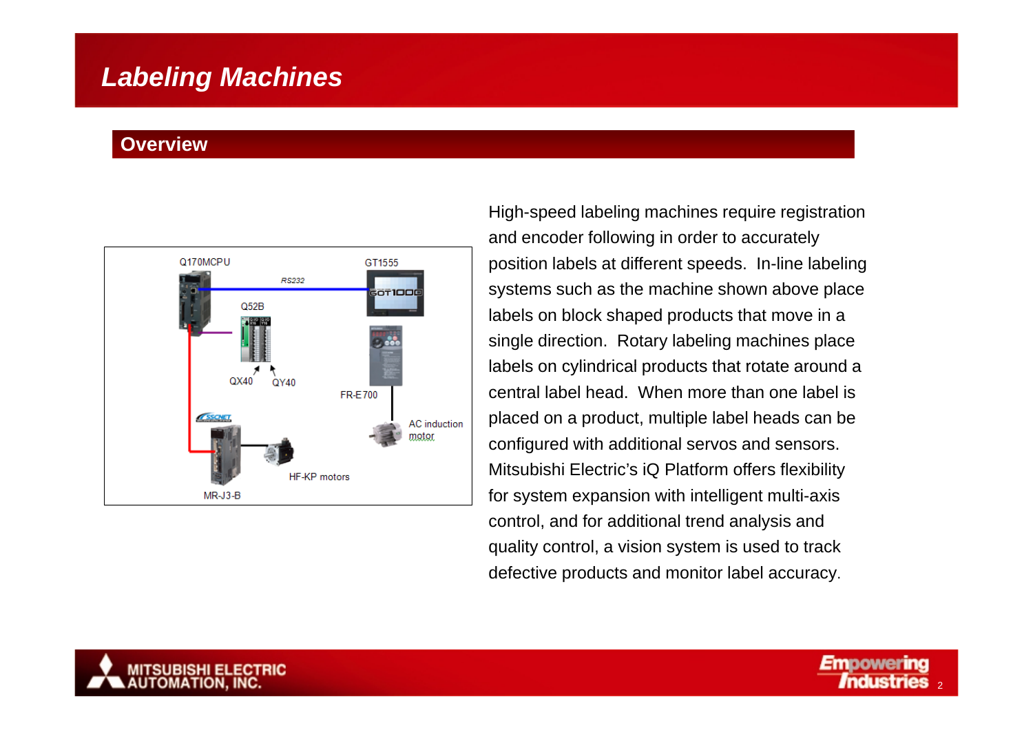# Labeling Machines

## Overview

High-speed labeling machines require registration and encoder following in order to accurately position labels at different speeds. In-line labeling systems such as the machine shown above place labels on block shaped products that move in a single direction. Rotary labeling machines place labels on cylindrical products that rotate around a central label head. When more than one label is placed on a product, multiple label heads can be configured with additional servos and sensors. Mitsubishi Electric's iQ Platform offers flexibility for system expansion with intelligent multi-axis control, and for additional trend analysis and quality control, a vision system is used to track defective products and monitor label accuracy.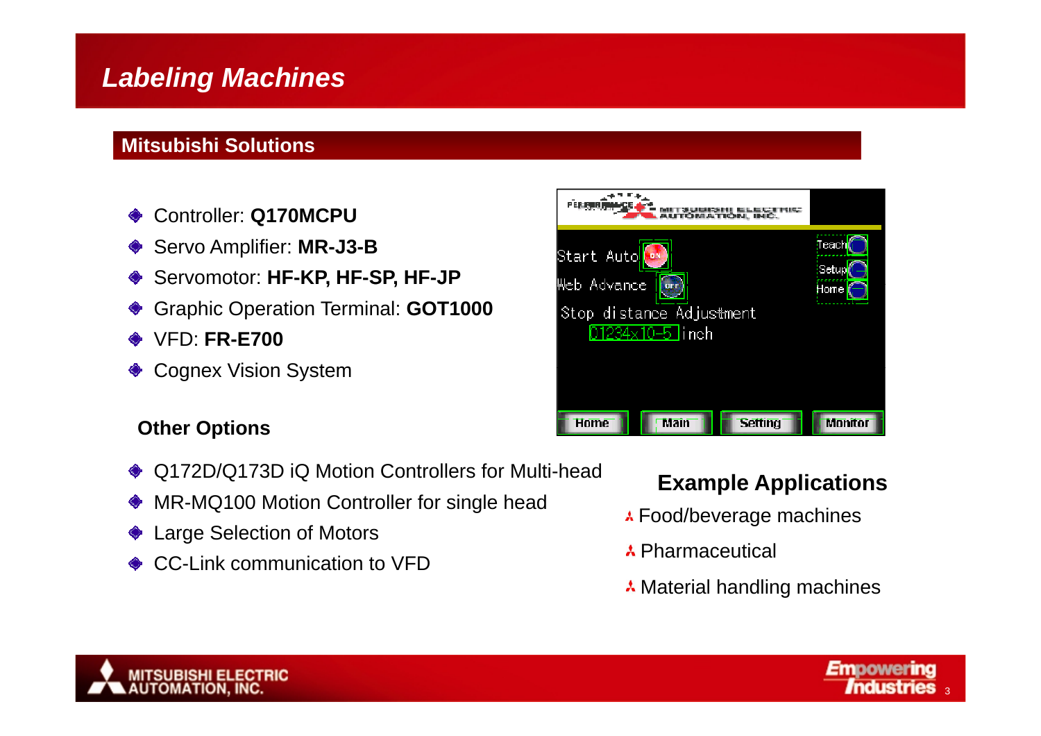# Labeling Machines

## Mitsubishi Solutions

- Controller: **Q170MCPU**
- Servo Amplifier: **MR-J3-B**
- Servomotor: **HF-KP, HF-SP, HF-JP**
- Graphic Operation Terminal: **GOT1000**
- VFD: **FR-E700**
- Cognex Vision System

### Other Options

- Q172D/Q173D iQ Motion Controllers for Multi-head
- MR-MQ100 Motion Controller for single head
- Large Selection of Motors
- CC-Link communication to VFD

### Example Applications

- Food/beverage machines
- Pharmaceutical
- Material handling machines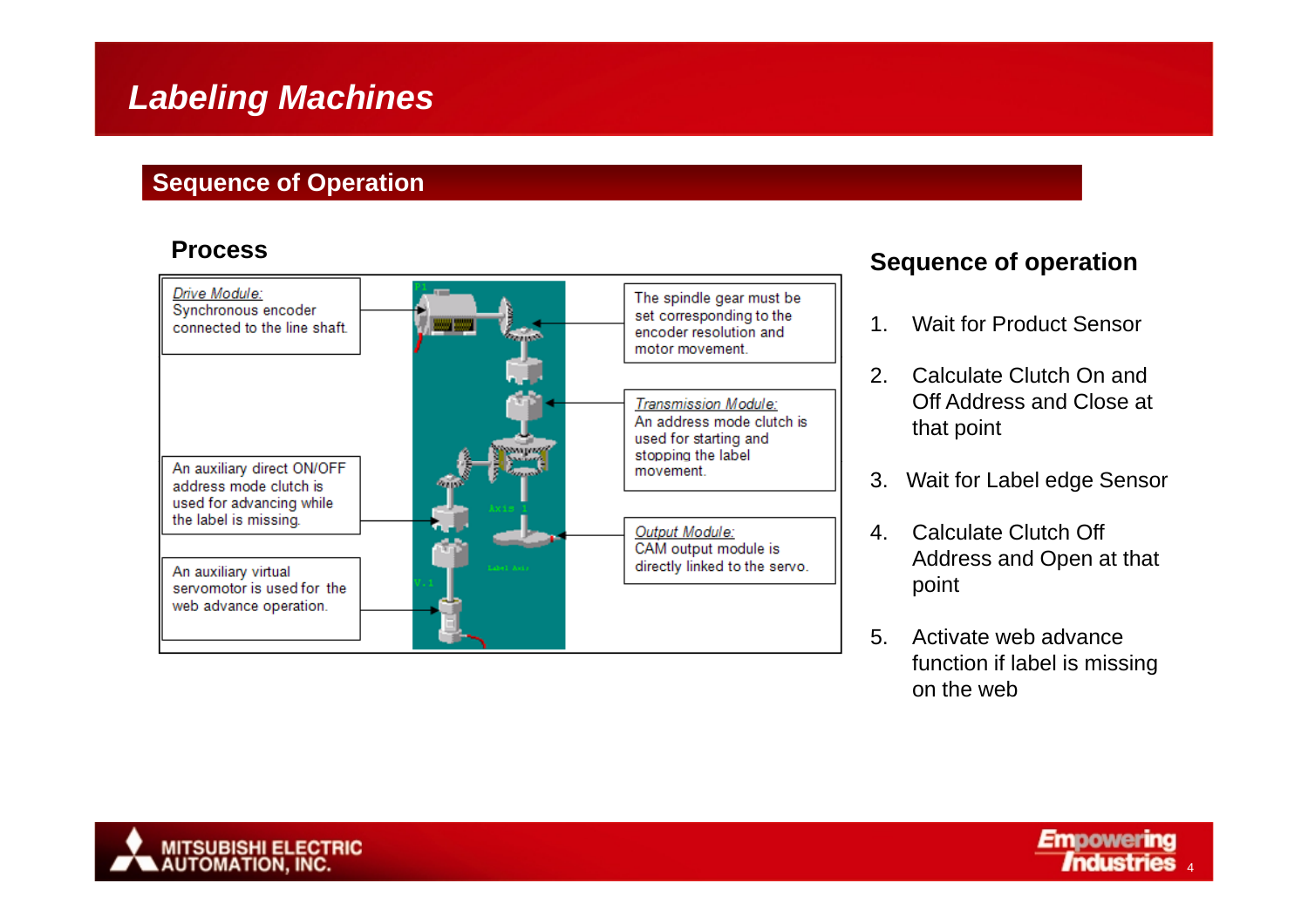# Labeling Machines

## Sequence of Operation

### Process

*Drive Module:*
Synchronous encoder connected to the line shaft.

The spindle gear must be set corresponding to the encoder resolution and motor movement.

*Transmission Module:*
An address mode clutch is used for starting and stopping the label movement.

An auxiliary direct ON/OFF address mode clutch is used for advancing while the label is missing.

*Output Module:*
CAM output module is directly linked to the servo.

An auxiliary virtual servomotor is used for the web advance operation.

### Sequence of operation

1. Wait for Product Sensor
2. Calculate Clutch On and Off Address and Close at that point
3. Wait for Label edge Sensor
4. Calculate Clutch Off Address and Open at that point
5. Activate web advance function if label is missing on the web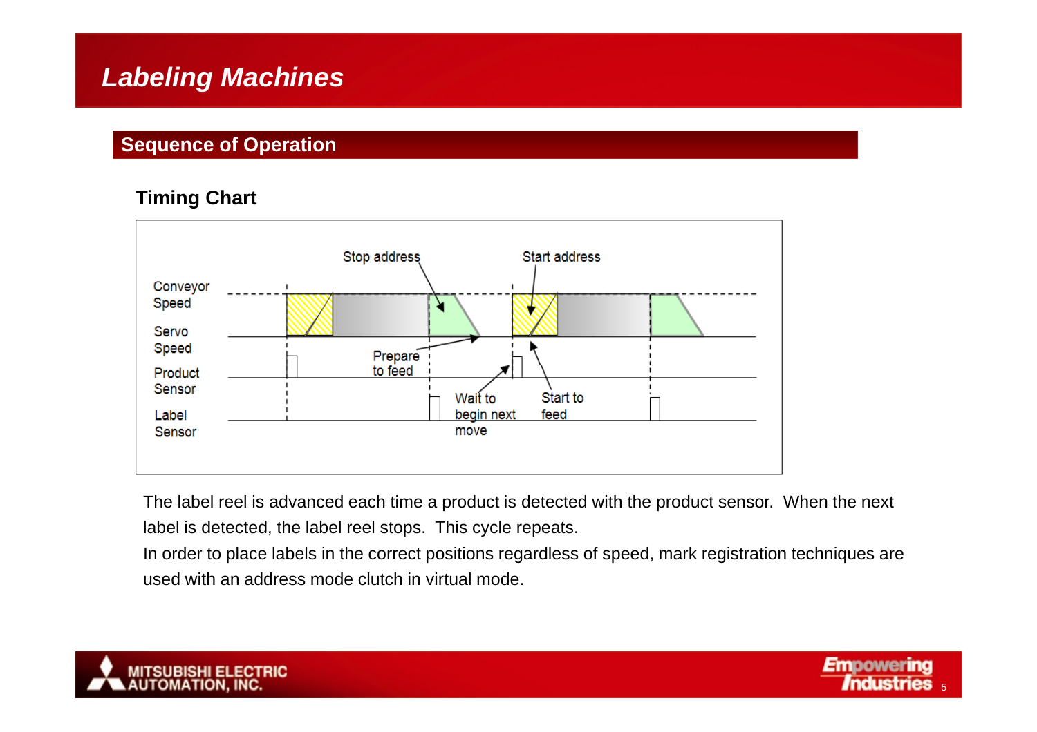# Labeling Machines

## Sequence of Operation

### Timing Chart

Stop address

Start address

Conveyor Speed

Servo Speed

Product Sensor

Label Sensor

Prepare to feed

Wait to begin next move

Start to feed

The label reel is advanced each time a product is detected with the product sensor. When the next label is detected, the label reel stops. This cycle repeats.

In order to place labels in the correct positions regardless of speed, mark registration techniques are used with an address mode clutch in virtual mode.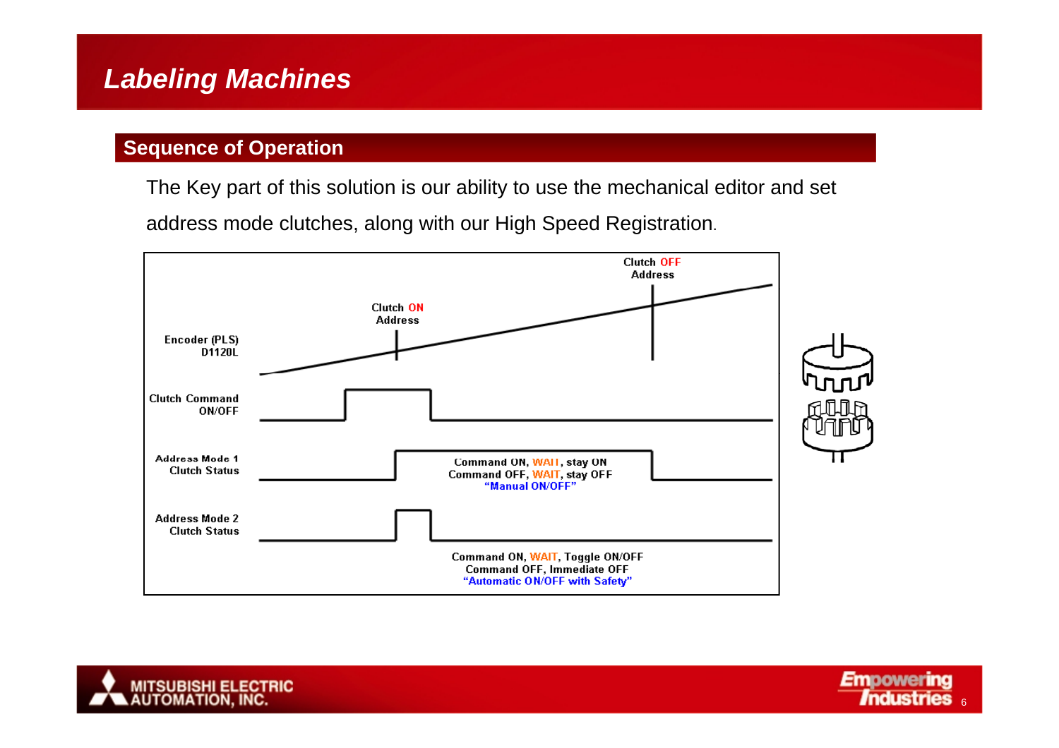# Labeling Machines

## Sequence of Operation

The Key part of this solution is our ability to use the mechanical editor and set address mode clutches, along with our High Speed Registration.

Clutch OFF Address

Clutch ON Address

Encoder (PLS) D1120L

Clutch Command ON/OFF

Address Mode 1 Clutch Status

Command ON, WAIT, stay ON
Command OFF, WAIT, stay OFF
"Manual ON/OFF"

Address Mode 2 Clutch Status

Command ON, WAIT, Toggle ON/OFF
Command OFF, Immediate OFF
"Automatic ON/OFF with Safety"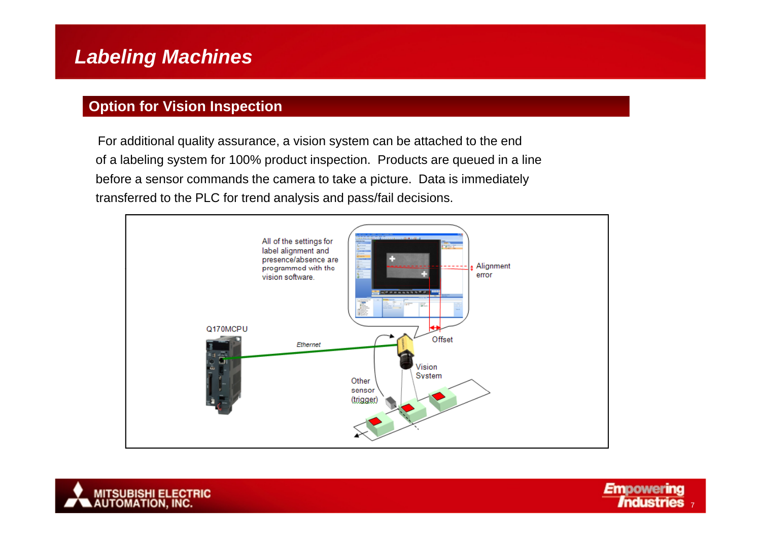# Labeling Machines

## Option for Vision Inspection

For additional quality assurance, a vision system can be attached to the end of a labeling system for 100% product inspection. Products are queued in a line before a sensor commands the camera to take a picture. Data is immediately transferred to the PLC for trend analysis and pass/fail decisions.

All of the settings for label alignment and presence/absence are programmed with the vision software.

Alignment error

Offset

Q170MCPU

Ethernet

Vision System

Other sensor (trigger)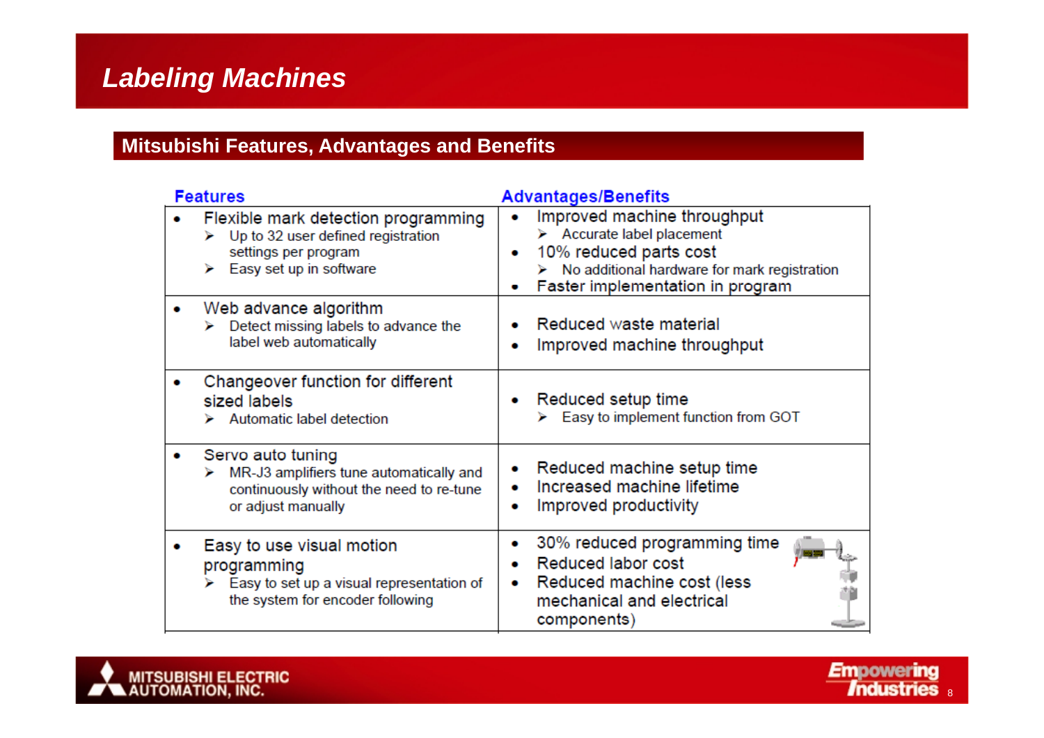# Labeling Machines

## Mitsubishi Features, Advantages and Benefits

| Features | Advantages/Benefits |
|---|---|
| • Flexible mark detection programming<br>➢ Up to 32 user defined registration settings per program<br>➢ Easy set up in software | • Improved machine throughput<br>➢ Accurate label placement<br>• 10% reduced parts cost<br>➢ No additional hardware for mark registration<br>• Faster implementation in program |
| • Web advance algorithm<br>➢ Detect missing labels to advance the label web automatically | • Reduced waste material<br>• Improved machine throughput |
| • Changeover function for different sized labels<br>➢ Automatic label detection | • Reduced setup time<br>➢ Easy to implement function from GOT |
| • Servo auto tuning<br>➢ MR-J3 amplifiers tune automatically and continuously without the need to re-tune or adjust manually | • Reduced machine setup time<br>• Increased machine lifetime<br>• Improved productivity |
| • Easy to use visual motion programming<br>➢ Easy to set up a visual representation of the system for encoder following | • 30% reduced programming time<br>• Reduced labor cost<br>• Reduced machine cost (less mechanical and electrical components) |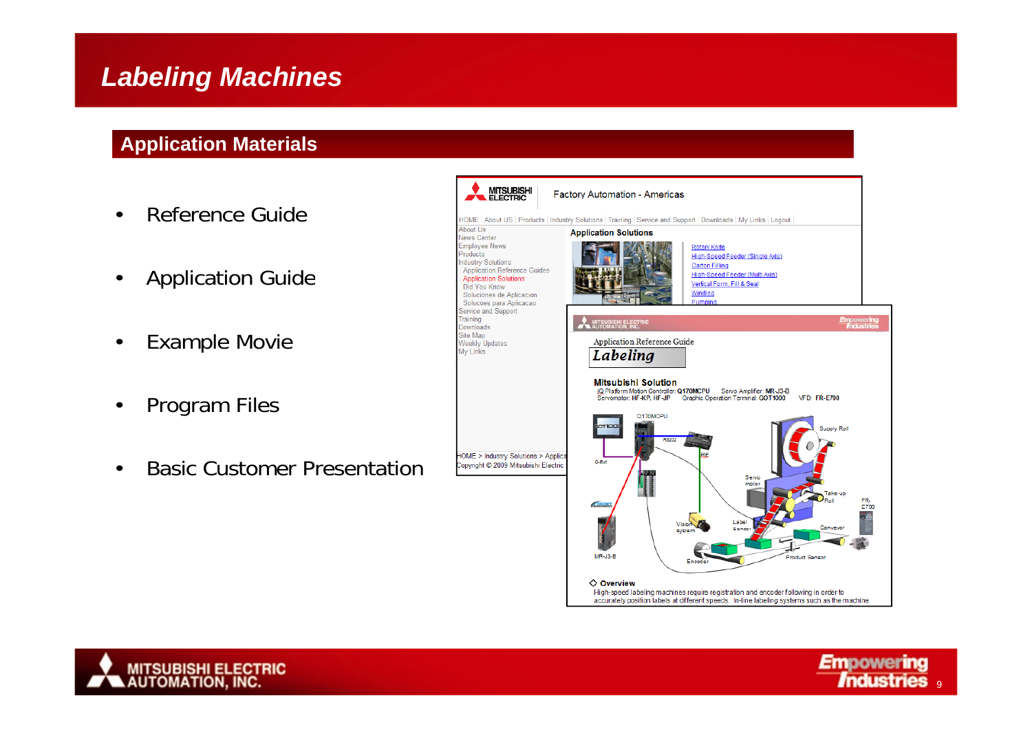# Labeling Machines

## Application Materials

- Reference Guide
- Application Guide
- Example Movie
- Program Files
- Basic Customer Presentation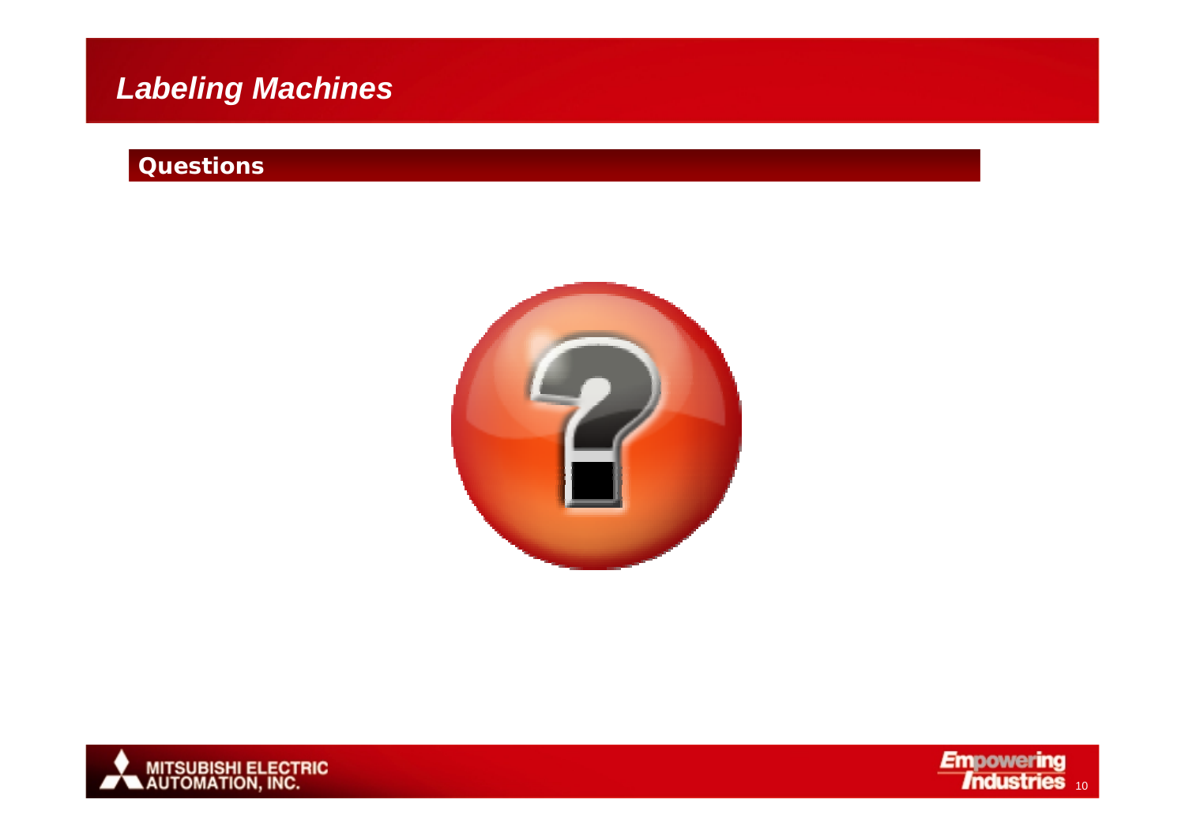# Labeling Machines

## Questions